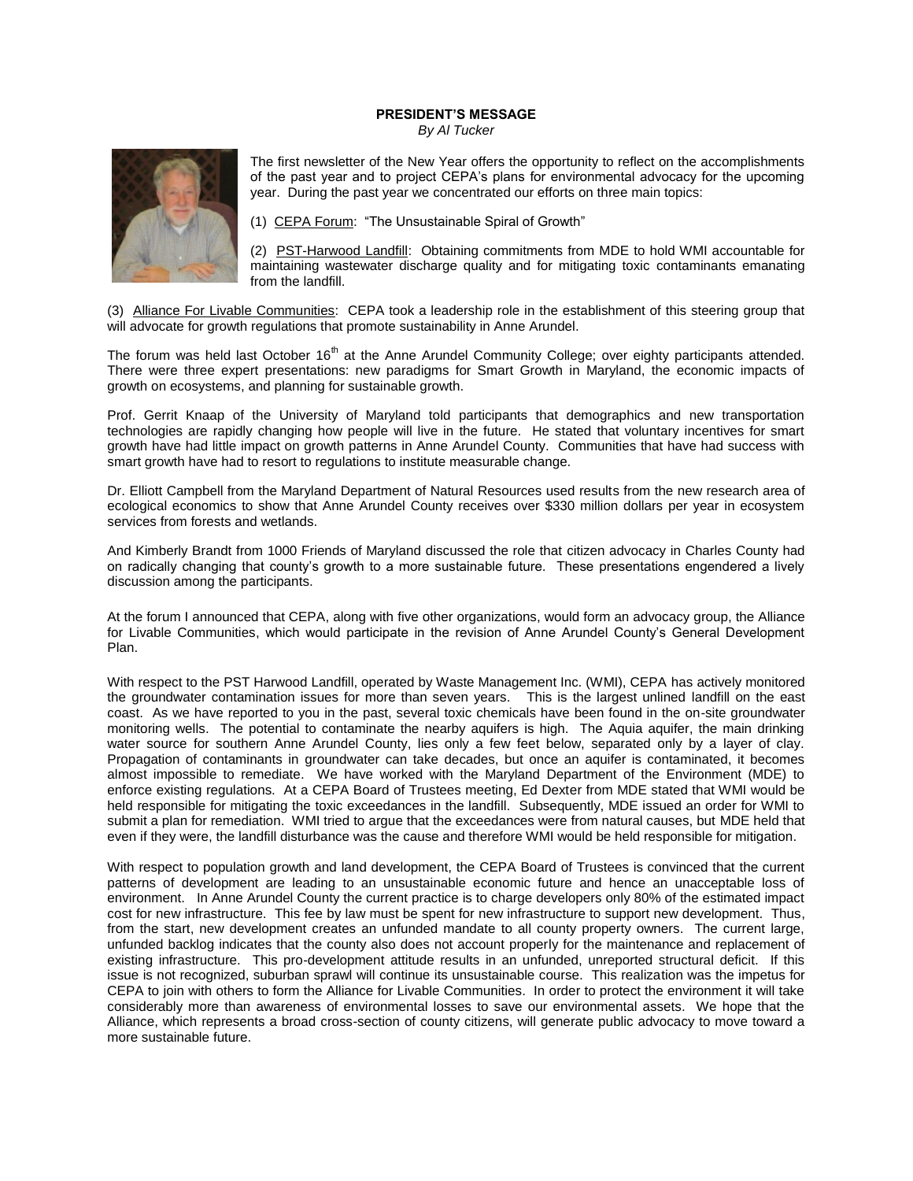**PRESIDENT'S MESSAGE**

*By Al Tucker*

The first newsletter of the New Year offers the opportunity to reflect on the accomplishments of the past year and to project CEPA's plans for environmental advocacy for the upcoming year. During the past year we concentrated our efforts on three main topics:

(1) <u>CEPA Forum</u>: "The Unsustainable Spiral of Growth"

(2) <u>PST-Harwood Landfill</u>: Obtaining commitments from MDE to hold WMI accountable for maintaining wastewater discharge quality and for mitigating toxic contaminants emanating from the landfill.

(3) <u>Alliance For Livable Communities</u>: CEPA took a leadership role in the establishment of this steering group that will advocate for growth regulations that promote sustainability in Anne Arundel.

The forum was held last October 16th at the Anne Arundel Community College; over eighty participants attended. There were three expert presentations: new paradigms for Smart Growth in Maryland, the economic impacts of growth on ecosystems, and planning for sustainable growth.

Prof. Gerrit Knaap of the University of Maryland told participants that demographics and new transportation technologies are rapidly changing how people will live in the future. He stated that voluntary incentives for smart growth have had little impact on growth patterns in Anne Arundel County. Communities that have had success with smart growth have had to resort to regulations to institute measurable change.

Dr. Elliott Campbell from the Maryland Department of Natural Resources used results from the new research area of ecological economics to show that Anne Arundel County receives over $330 million dollars per year in ecosystem services from forests and wetlands.

And Kimberly Brandt from 1000 Friends of Maryland discussed the role that citizen advocacy in Charles County had on radically changing that county's growth to a more sustainable future. These presentations engendered a lively discussion among the participants.

At the forum I announced that CEPA, along with five other organizations, would form an advocacy group, the Alliance for Livable Communities, which would participate in the revision of Anne Arundel County's General Development Plan.

With respect to the PST Harwood Landfill, operated by Waste Management Inc. (WMI), CEPA has actively monitored the groundwater contamination issues for more than seven years. This is the largest unlined landfill on the east coast. As we have reported to you in the past, several toxic chemicals have been found in the on-site groundwater monitoring wells. The potential to contaminate the nearby aquifers is high. The Aquia aquifer, the main drinking water source for southern Anne Arundel County, lies only a few feet below, separated only by a layer of clay. Propagation of contaminants in groundwater can take decades, but once an aquifer is contaminated, it becomes almost impossible to remediate. We have worked with the Maryland Department of the Environment (MDE) to enforce existing regulations. At a CEPA Board of Trustees meeting, Ed Dexter from MDE stated that WMI would be held responsible for mitigating the toxic exceedances in the landfill. Subsequently, MDE issued an order for WMI to submit a plan for remediation. WMI tried to argue that the exceedances were from natural causes, but MDE held that even if they were, the landfill disturbance was the cause and therefore WMI would be held responsible for mitigation.

With respect to population growth and land development, the CEPA Board of Trustees is convinced that the current patterns of development are leading to an unsustainable economic future and hence an unacceptable loss of environment. In Anne Arundel County the current practice is to charge developers only 80% of the estimated impact cost for new infrastructure. This fee by law must be spent for new infrastructure to support new development. Thus, from the start, new development creates an unfunded mandate to all county property owners. The current large, unfunded backlog indicates that the county also does not account properly for the maintenance and replacement of existing infrastructure. This pro-development attitude results in an unfunded, unreported structural deficit. If this issue is not recognized, suburban sprawl will continue its unsustainable course. This realization was the impetus for CEPA to join with others to form the Alliance for Livable Communities. In order to protect the environment it will take considerably more than awareness of environmental losses to save our environmental assets. We hope that the Alliance, which represents a broad cross-section of county citizens, will generate public advocacy to move toward a more sustainable future.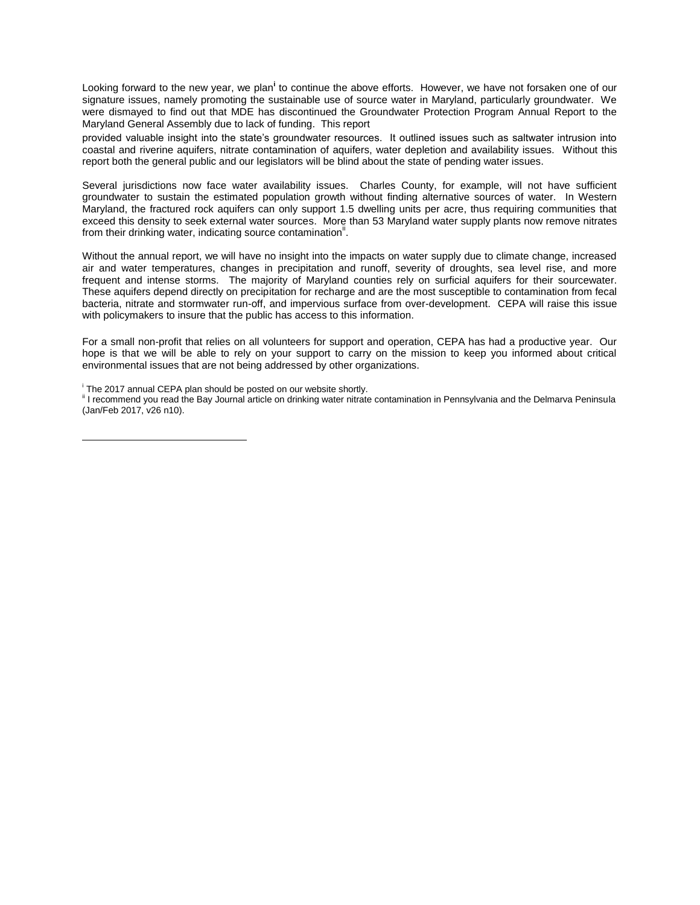Looking forward to the new year, we plan[i] to continue the above efforts. However, we have not forsaken one of our signature issues, namely promoting the sustainable use of source water in Maryland, particularly groundwater. We were dismayed to find out that MDE has discontinued the Groundwater Protection Program Annual Report to the Maryland General Assembly due to lack of funding. This report provided valuable insight into the state's groundwater resources. It outlined issues such as saltwater intrusion into coastal and riverine aquifers, nitrate contamination of aquifers, water depletion and availability issues. Without this report both the general public and our legislators will be blind about the state of pending water issues.

Several jurisdictions now face water availability issues. Charles County, for example, will not have sufficient groundwater to sustain the estimated population growth without finding alternative sources of water. In Western Maryland, the fractured rock aquifers can only support 1.5 dwelling units per acre, thus requiring communities that exceed this density to seek external water sources. More than 53 Maryland water supply plants now remove nitrates from their drinking water, indicating source contamination[ii].

Without the annual report, we will have no insight into the impacts on water supply due to climate change, increased air and water temperatures, changes in precipitation and runoff, severity of droughts, sea level rise, and more frequent and intense storms. The majority of Maryland counties rely on surficial aquifers for their sourcewater. These aquifers depend directly on precipitation for recharge and are the most susceptible to contamination from fecal bacteria, nitrate and stormwater run-off, and impervious surface from over-development. CEPA will raise this issue with policymakers to insure that the public has access to this information.

For a small non-profit that relies on all volunteers for support and operation, CEPA has had a productive year. Our hope is that we will be able to rely on your support to carry on the mission to keep you informed about critical environmental issues that are not being addressed by other organizations.

[i] The 2017 annual CEPA plan should be posted on our website shortly.

[ii] I recommend you read the Bay Journal article on drinking water nitrate contamination in Pennsylvania and the Delmarva Peninsula (Jan/Feb 2017, v26 n10).